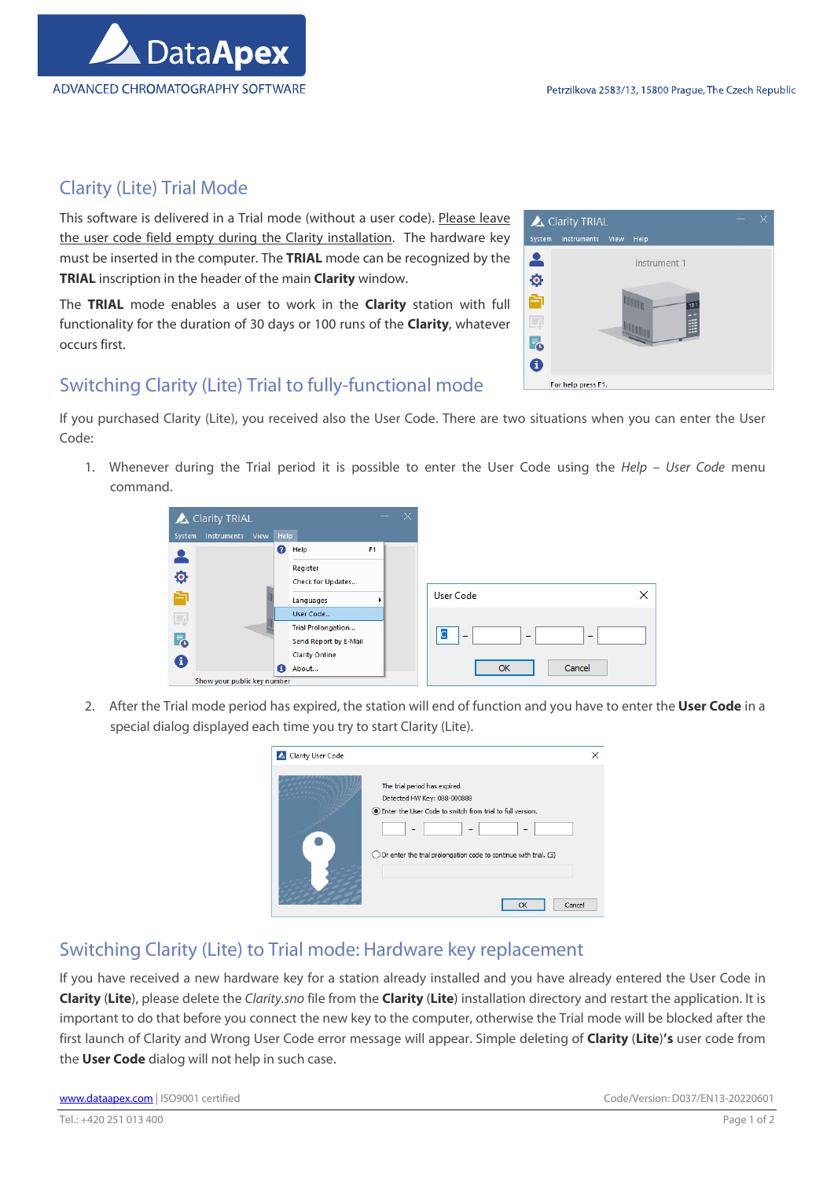## Clarity (Lite) Trial Mode

This software is delivered in a Trial mode (without a user code). Please leave the user code field empty during the Clarity installation. The hardware key must be inserted in the computer. The **TRIAL** mode can be recognized by the **TRIAL** inscription in the header of the main **Clarity** window.

The **TRIAL** mode enables a user to work in the **Clarity** station with full functionality for the duration of 30 days or 100 runs of the **Clarity**, whatever occurs first.

## Switching Clarity (Lite) Trial to fully-functional mode

If you purchased Clarity (Lite), you received also the User Code. There are two situations when you can enter the User Code:

1. Whenever during the Trial period it is possible to enter the User Code using the *Help – User Code* menu command.

2. After the Trial mode period has expired, the station will end of function and you have to enter the **User Code** in a special dialog displayed each time you try to start Clarity (Lite).

## Switching Clarity (Lite) to Trial mode: Hardware key replacement

If you have received a new hardware key for a station already installed and you have already entered the User Code in **Clarity** (**Lite**), please delete the *Clarity.sno* file from the **Clarity** (**Lite**) installation directory and restart the application. It is important to do that before you connect the new key to the computer, otherwise the Trial mode will be blocked after the first launch of Clarity and Wrong User Code error message will appear. Simple deleting of **Clarity** (**Lite**)**'s** user code from the **User Code** dialog will not help in such case.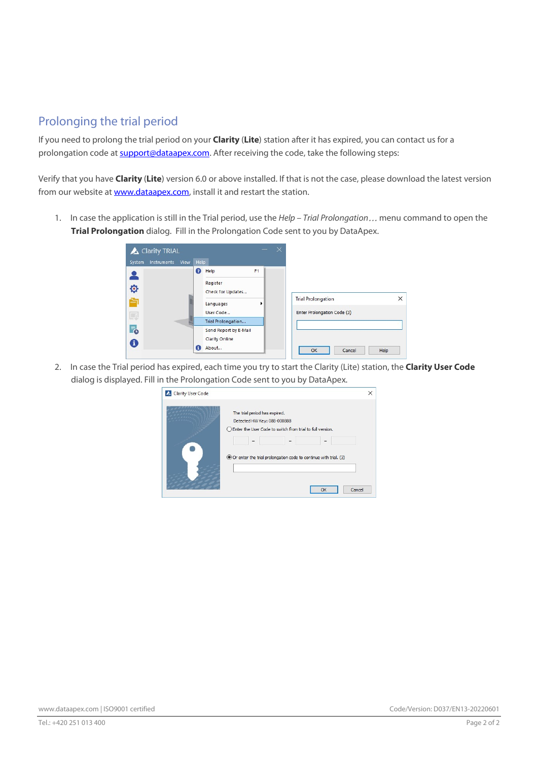## Prolonging the trial period

If you need to prolong the trial period on your **Clarity** (**Lite**) station after it has expired, you can contact us for a prolongation code at support@dataapex.com. After receiving the code, take the following steps:

Verify that you have **Clarity** (**Lite**) version 6.0 or above installed. If that is not the case, please download the latest version from our website at www.dataapex.com, install it and restart the station.

1. In case the application is still in the Trial period, use the *Help – Trial Prolongation…* menu command to open the **Trial Prolongation** dialog. Fill in the Prolongation Code sent to you by DataApex.

2. In case the Trial period has expired, each time you try to start the Clarity (Lite) station, the **Clarity User Code** dialog is displayed. Fill in the Prolongation Code sent to you by DataApex.